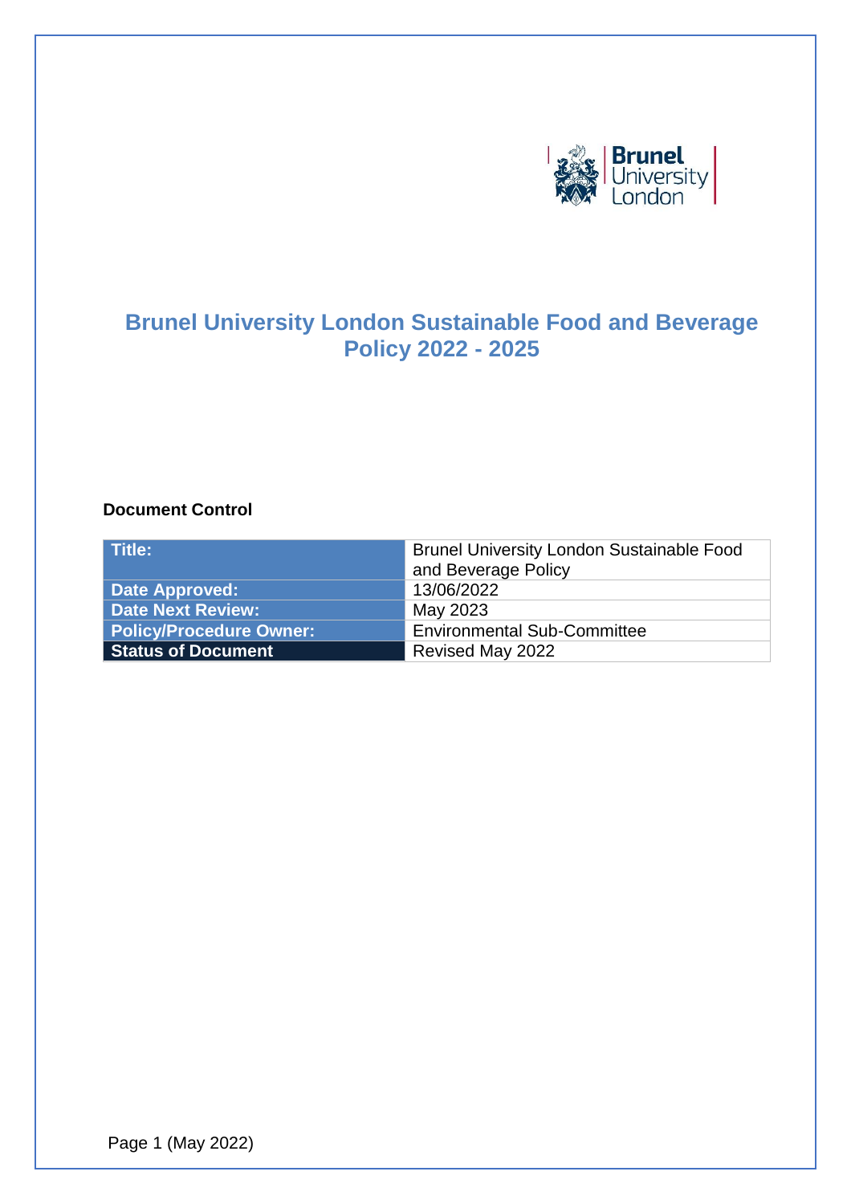# Brunel University London Sustainable Food and Beverage Policy 2022 - 2025

**Document Control**

| Title: | Brunel University London Sustainable Food and Beverage Policy |
|---|---|
| Date Approved: | 13/06/2022 |
| Date Next Review: | May 2023 |
| Policy/Procedure Owner: | Environmental Sub-Committee |
| Status of Document | Revised May 2022 |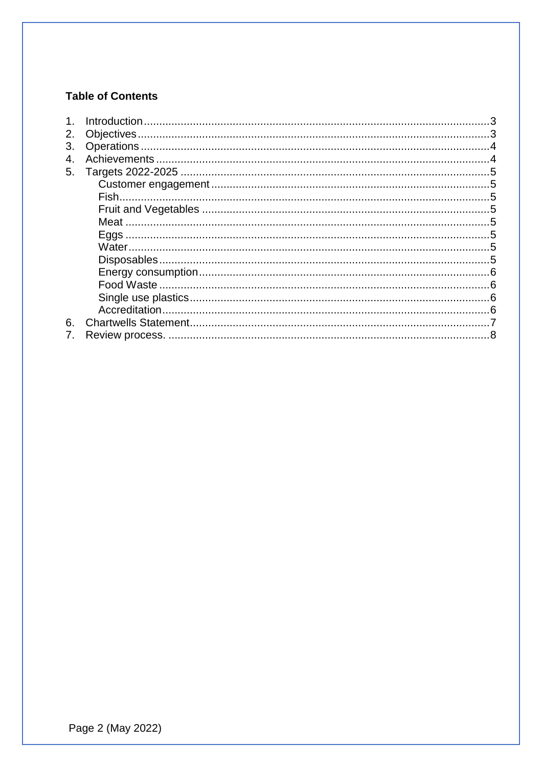**Table of Contents**

1. Introduction ........................................ 3
2. Objectives ........................................ 3
3. Operations ........................................ 4
4. Achievements ........................................ 4
5. Targets 2022-2025 ........................................ 5
    - Customer engagement ........................................ 5
    - Fish ........................................ 5
    - Fruit and Vegetables ........................................ 5
    - Meat ........................................ 5
    - Eggs ........................................ 5
    - Water ........................................ 5
    - Disposables ........................................ 5
    - Energy consumption ........................................ 6
    - Food Waste ........................................ 6
    - Single use plastics ........................................ 6
    - Accreditation ........................................ 6
6. Chartwells Statement ........................................ 7
7. Review process. ........................................ 8

Page 2 (May 2022)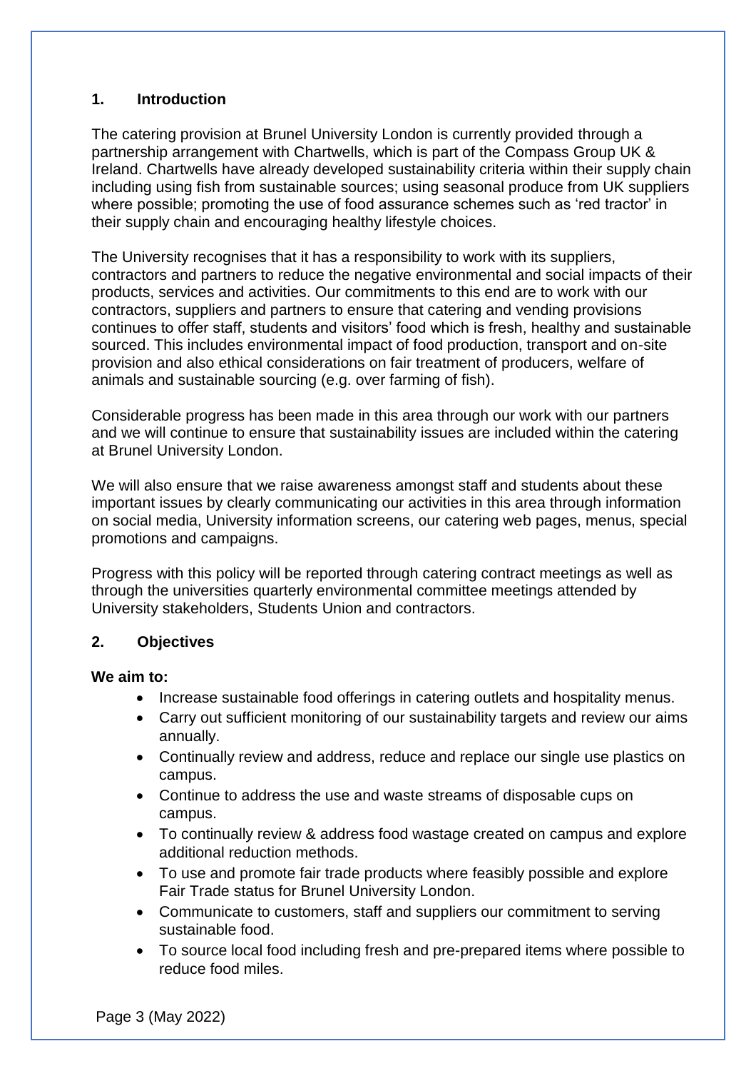## 1. Introduction

The catering provision at Brunel University London is currently provided through a partnership arrangement with Chartwells, which is part of the Compass Group UK & Ireland. Chartwells have already developed sustainability criteria within their supply chain including using fish from sustainable sources; using seasonal produce from UK suppliers where possible; promoting the use of food assurance schemes such as 'red tractor' in their supply chain and encouraging healthy lifestyle choices.

The University recognises that it has a responsibility to work with its suppliers, contractors and partners to reduce the negative environmental and social impacts of their products, services and activities. Our commitments to this end are to work with our contractors, suppliers and partners to ensure that catering and vending provisions continues to offer staff, students and visitors' food which is fresh, healthy and sustainable sourced. This includes environmental impact of food production, transport and on-site provision and also ethical considerations on fair treatment of producers, welfare of animals and sustainable sourcing (e.g. over farming of fish).

Considerable progress has been made in this area through our work with our partners and we will continue to ensure that sustainability issues are included within the catering at Brunel University London.

We will also ensure that we raise awareness amongst staff and students about these important issues by clearly communicating our activities in this area through information on social media, University information screens, our catering web pages, menus, special promotions and campaigns.

Progress with this policy will be reported through catering contract meetings as well as through the universities quarterly environmental committee meetings attended by University stakeholders, Students Union and contractors.

## 2. Objectives

**We aim to:**

- Increase sustainable food offerings in catering outlets and hospitality menus.
- Carry out sufficient monitoring of our sustainability targets and review our aims annually.
- Continually review and address, reduce and replace our single use plastics on campus.
- Continue to address the use and waste streams of disposable cups on campus.
- To continually review & address food wastage created on campus and explore additional reduction methods.
- To use and promote fair trade products where feasibly possible and explore Fair Trade status for Brunel University London.
- Communicate to customers, staff and suppliers our commitment to serving sustainable food.
- To source local food including fresh and pre-prepared items where possible to reduce food miles.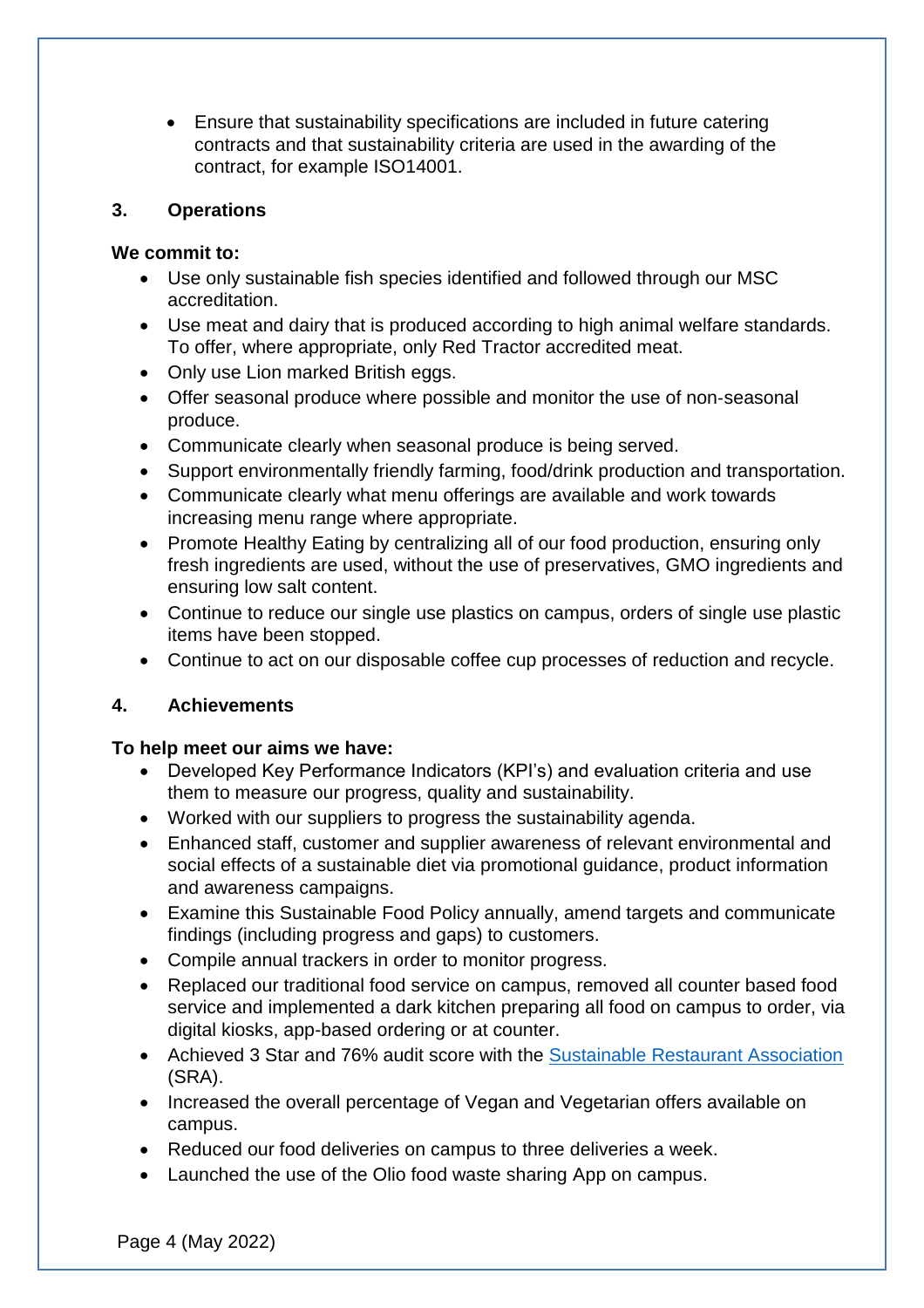- Ensure that sustainability specifications are included in future catering contracts and that sustainability criteria are used in the awarding of the contract, for example ISO14001.

## 3. Operations

**We commit to:**

- Use only sustainable fish species identified and followed through our MSC accreditation.
- Use meat and dairy that is produced according to high animal welfare standards. To offer, where appropriate, only Red Tractor accredited meat.
- Only use Lion marked British eggs.
- Offer seasonal produce where possible and monitor the use of non-seasonal produce.
- Communicate clearly when seasonal produce is being served.
- Support environmentally friendly farming, food/drink production and transportation.
- Communicate clearly what menu offerings are available and work towards increasing menu range where appropriate.
- Promote Healthy Eating by centralizing all of our food production, ensuring only fresh ingredients are used, without the use of preservatives, GMO ingredients and ensuring low salt content.
- Continue to reduce our single use plastics on campus, orders of single use plastic items have been stopped.
- Continue to act on our disposable coffee cup processes of reduction and recycle.

## 4. Achievements

**To help meet our aims we have:**

- Developed Key Performance Indicators (KPI's) and evaluation criteria and use them to measure our progress, quality and sustainability.
- Worked with our suppliers to progress the sustainability agenda.
- Enhanced staff, customer and supplier awareness of relevant environmental and social effects of a sustainable diet via promotional guidance, product information and awareness campaigns.
- Examine this Sustainable Food Policy annually, amend targets and communicate findings (including progress and gaps) to customers.
- Compile annual trackers in order to monitor progress.
- Replaced our traditional food service on campus, removed all counter based food service and implemented a dark kitchen preparing all food on campus to order, via digital kiosks, app-based ordering or at counter.
- Achieved 3 Star and 76% audit score with the Sustainable Restaurant Association (SRA).
- Increased the overall percentage of Vegan and Vegetarian offers available on campus.
- Reduced our food deliveries on campus to three deliveries a week.
- Launched the use of the Olio food waste sharing App on campus.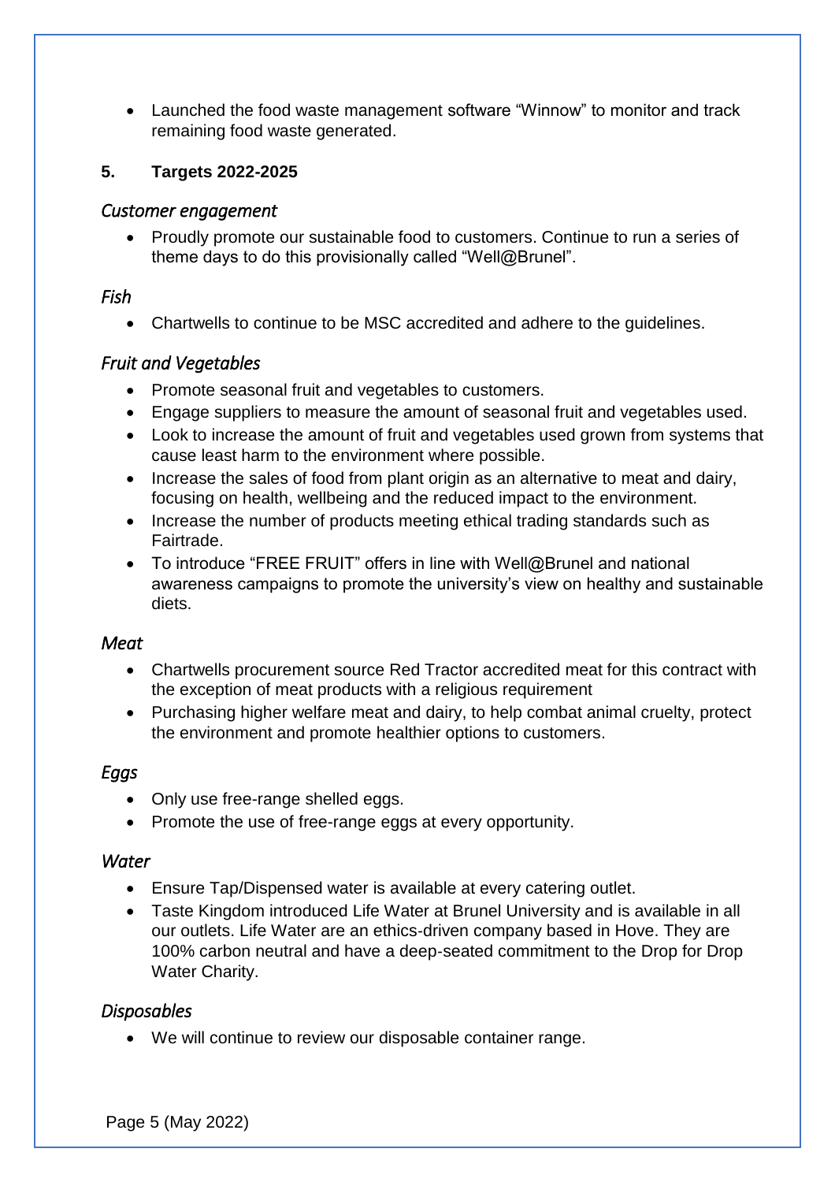- Launched the food waste management software "Winnow" to monitor and track remaining food waste generated.

## 5. Targets 2022-2025

### *Customer engagement*

- Proudly promote our sustainable food to customers. Continue to run a series of theme days to do this provisionally called "Well@Brunel".

### *Fish*

- Chartwells to continue to be MSC accredited and adhere to the guidelines.

### *Fruit and Vegetables*

- Promote seasonal fruit and vegetables to customers.
- Engage suppliers to measure the amount of seasonal fruit and vegetables used.
- Look to increase the amount of fruit and vegetables used grown from systems that cause least harm to the environment where possible.
- Increase the sales of food from plant origin as an alternative to meat and dairy, focusing on health, wellbeing and the reduced impact to the environment.
- Increase the number of products meeting ethical trading standards such as Fairtrade.
- To introduce "FREE FRUIT" offers in line with Well@Brunel and national awareness campaigns to promote the university's view on healthy and sustainable diets.

### *Meat*

- Chartwells procurement source Red Tractor accredited meat for this contract with the exception of meat products with a religious requirement
- Purchasing higher welfare meat and dairy, to help combat animal cruelty, protect the environment and promote healthier options to customers.

### *Eggs*

- Only use free-range shelled eggs.
- Promote the use of free-range eggs at every opportunity.

### *Water*

- Ensure Tap/Dispensed water is available at every catering outlet.
- Taste Kingdom introduced Life Water at Brunel University and is available in all our outlets. Life Water are an ethics-driven company based in Hove. They are 100% carbon neutral and have a deep-seated commitment to the Drop for Drop Water Charity.

### *Disposables*

- We will continue to review our disposable container range.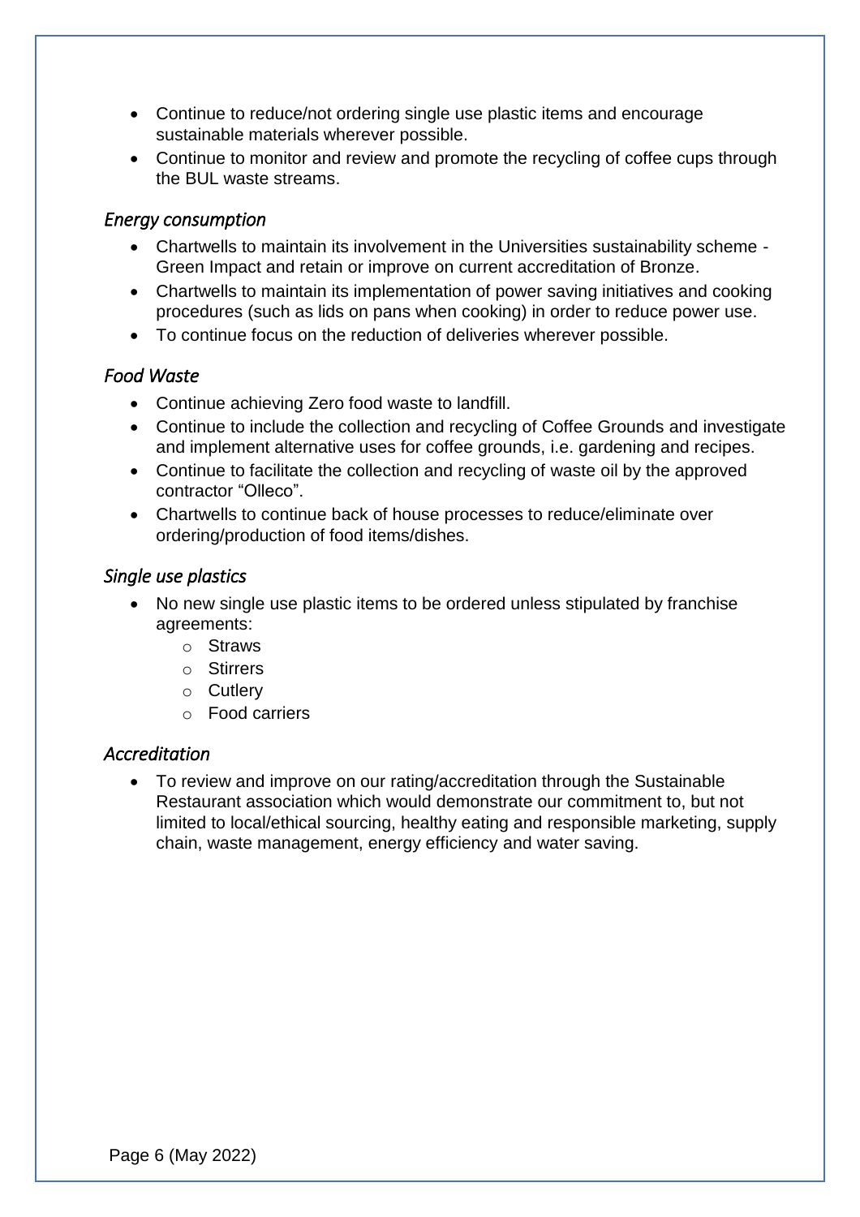- Continue to reduce/not ordering single use plastic items and encourage sustainable materials wherever possible.
- Continue to monitor and review and promote the recycling of coffee cups through the BUL waste streams.

### *Energy consumption*

- Chartwells to maintain its involvement in the Universities sustainability scheme - Green Impact and retain or improve on current accreditation of Bronze.
- Chartwells to maintain its implementation of power saving initiatives and cooking procedures (such as lids on pans when cooking) in order to reduce power use.
- To continue focus on the reduction of deliveries wherever possible.

### *Food Waste*

- Continue achieving Zero food waste to landfill.
- Continue to include the collection and recycling of Coffee Grounds and investigate and implement alternative uses for coffee grounds, i.e. gardening and recipes.
- Continue to facilitate the collection and recycling of waste oil by the approved contractor "Olleco".
- Chartwells to continue back of house processes to reduce/eliminate over ordering/production of food items/dishes.

### *Single use plastics*

- No new single use plastic items to be ordered unless stipulated by franchise agreements:
  - Straws
  - Stirrers
  - Cutlery
  - Food carriers

### *Accreditation*

- To review and improve on our rating/accreditation through the Sustainable Restaurant association which would demonstrate our commitment to, but not limited to local/ethical sourcing, healthy eating and responsible marketing, supply chain, waste management, energy efficiency and water saving.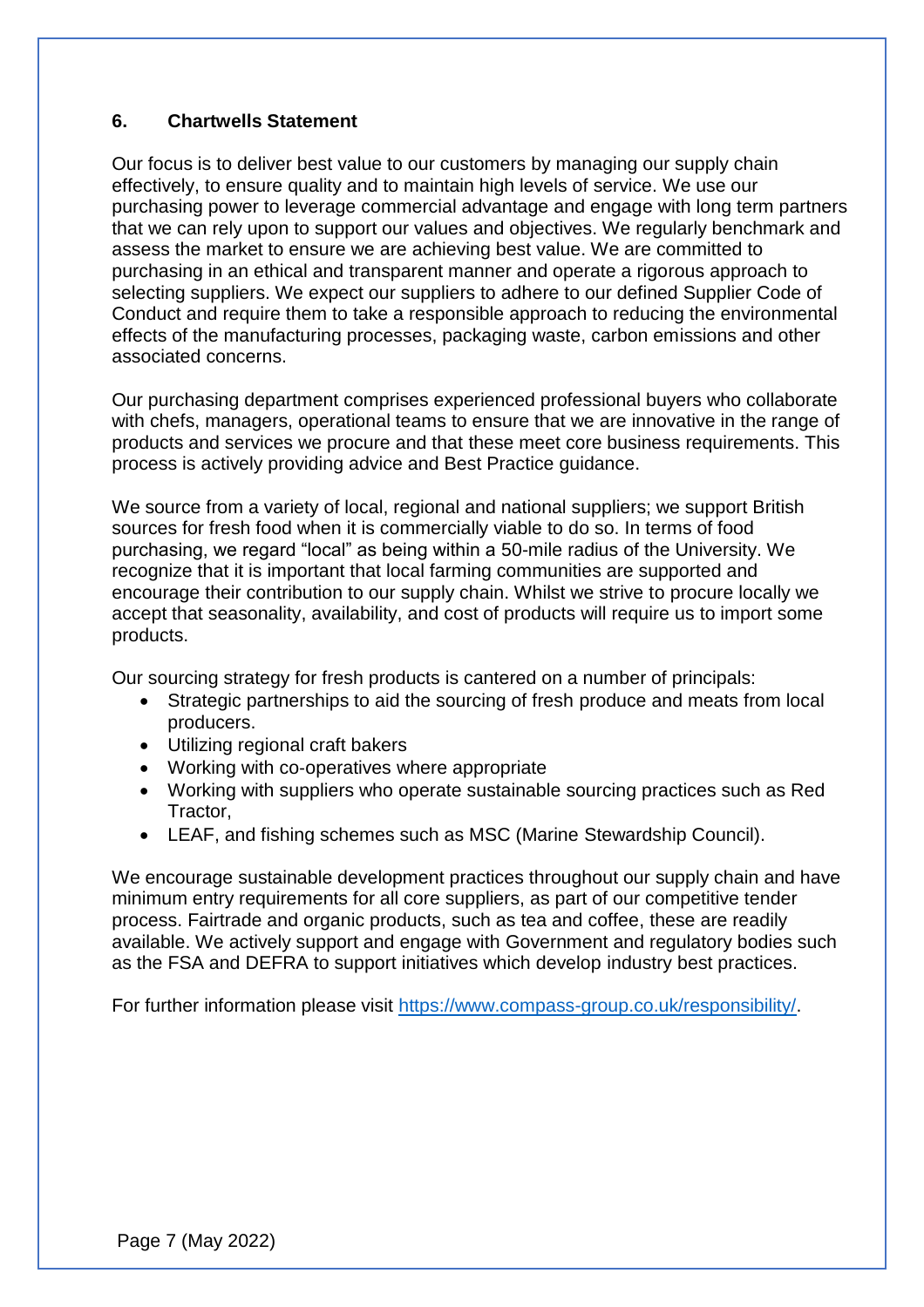## 6. Chartwells Statement

Our focus is to deliver best value to our customers by managing our supply chain effectively, to ensure quality and to maintain high levels of service. We use our purchasing power to leverage commercial advantage and engage with long term partners that we can rely upon to support our values and objectives. We regularly benchmark and assess the market to ensure we are achieving best value. We are committed to purchasing in an ethical and transparent manner and operate a rigorous approach to selecting suppliers. We expect our suppliers to adhere to our defined Supplier Code of Conduct and require them to take a responsible approach to reducing the environmental effects of the manufacturing processes, packaging waste, carbon emissions and other associated concerns.

Our purchasing department comprises experienced professional buyers who collaborate with chefs, managers, operational teams to ensure that we are innovative in the range of products and services we procure and that these meet core business requirements. This process is actively providing advice and Best Practice guidance.

We source from a variety of local, regional and national suppliers; we support British sources for fresh food when it is commercially viable to do so. In terms of food purchasing, we regard "local" as being within a 50-mile radius of the University. We recognize that it is important that local farming communities are supported and encourage their contribution to our supply chain. Whilst we strive to procure locally we accept that seasonality, availability, and cost of products will require us to import some products.

Our sourcing strategy for fresh products is cantered on a number of principals:

- Strategic partnerships to aid the sourcing of fresh produce and meats from local producers.
- Utilizing regional craft bakers
- Working with co-operatives where appropriate
- Working with suppliers who operate sustainable sourcing practices such as Red Tractor,
- LEAF, and fishing schemes such as MSC (Marine Stewardship Council).

We encourage sustainable development practices throughout our supply chain and have minimum entry requirements for all core suppliers, as part of our competitive tender process. Fairtrade and organic products, such as tea and coffee, these are readily available. We actively support and engage with Government and regulatory bodies such as the FSA and DEFRA to support initiatives which develop industry best practices.

For further information please visit [https://www.compass-group.co.uk/responsibility/](https://www.compass-group.co.uk/responsibility/).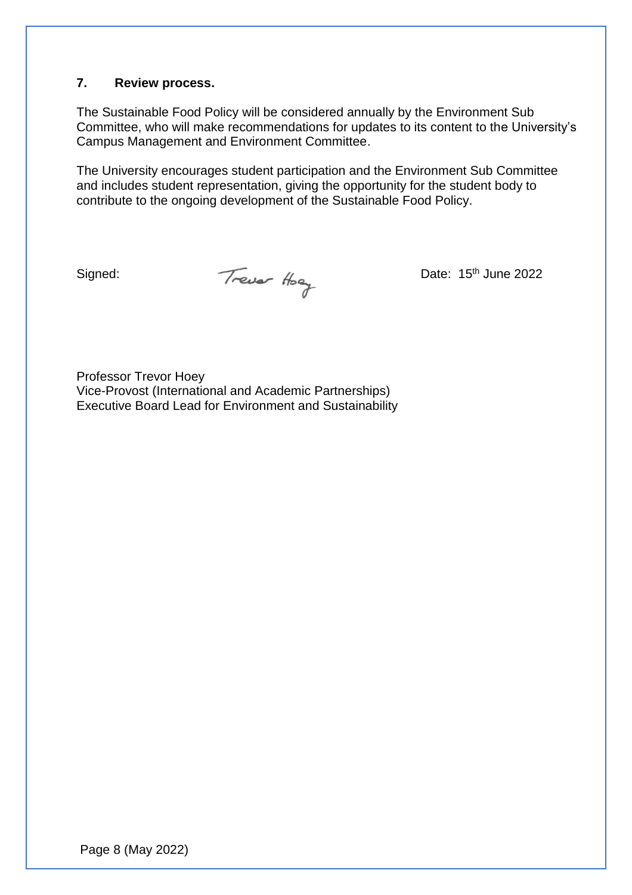## 7. Review process.

The Sustainable Food Policy will be considered annually by the Environment Sub Committee, who will make recommendations for updates to its content to the University's Campus Management and Environment Committee.

The University encourages student participation and the Environment Sub Committee and includes student representation, giving the opportunity for the student body to contribute to the ongoing development of the Sustainable Food Policy.

Signed: Trevor Hoey    Date: 15th June 2022

Professor Trevor Hoey
Vice-Provost (International and Academic Partnerships)
Executive Board Lead for Environment and Sustainability

(May 2022)